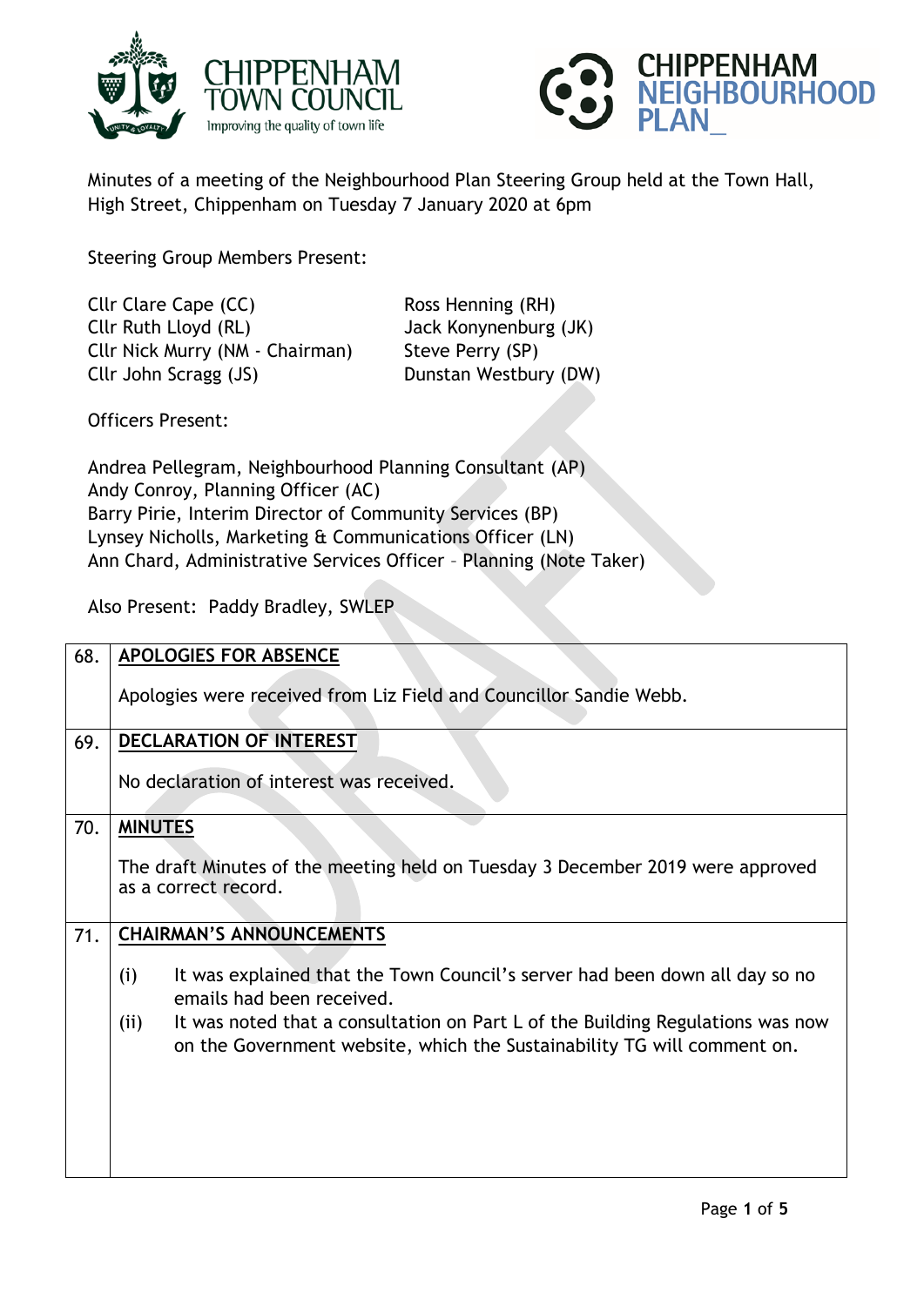Minutes of a meeting of the Neighbourhood Plan Steering Group held at the Town Hall, High Street, Chippenham on Tuesday 7 January 2020 at 6pm

Steering Group Members Present:

Cllr Clare Cape (CC)
Cllr Ruth Lloyd (RL)
Cllr Nick Murry (NM - Chairman)
Cllr John Scragg (JS)
Ross Henning (RH)
Jack Konynenburg (JK)
Steve Perry (SP)
Dunstan Westbury (DW)

Officers Present:

Andrea Pellegram, Neighbourhood Planning Consultant (AP)
Andy Conroy, Planning Officer (AC)
Barry Pirie, Interim Director of Community Services (BP)
Lynsey Nicholls, Marketing & Communications Officer (LN)
Ann Chard, Administrative Services Officer – Planning (Note Taker)

Also Present: Paddy Bradley, SWLEP

| | |
|---|---|
| 68. | **APOLOGIES FOR ABSENCE**<br><br>Apologies were received from Liz Field and Councillor Sandie Webb. |
| 69. | **DECLARATION OF INTEREST**<br><br>No declaration of interest was received. |
| 70. | **MINUTES**<br><br>The draft Minutes of the meeting held on Tuesday 3 December 2019 were approved as a correct record. |
| 71. | **CHAIRMAN'S ANNOUNCEMENTS**<br><br>(i) It was explained that the Town Council's server had been down all day so no emails had been received.<br>(ii) It was noted that a consultation on Part L of the Building Regulations was now on the Government website, which the Sustainability TG will comment on. |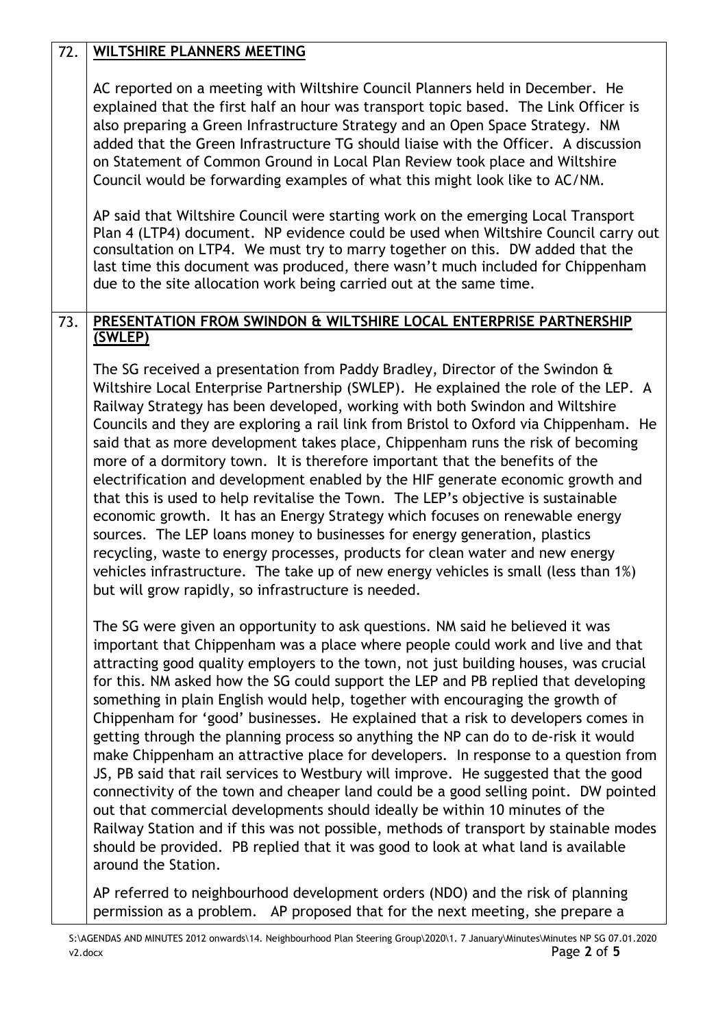## 72. WILTSHIRE PLANNERS MEETING

AC reported on a meeting with Wiltshire Council Planners held in December. He explained that the first half an hour was transport topic based. The Link Officer is also preparing a Green Infrastructure Strategy and an Open Space Strategy. NM added that the Green Infrastructure TG should liaise with the Officer. A discussion on Statement of Common Ground in Local Plan Review took place and Wiltshire Council would be forwarding examples of what this might look like to AC/NM.

AP said that Wiltshire Council were starting work on the emerging Local Transport Plan 4 (LTP4) document. NP evidence could be used when Wiltshire Council carry out consultation on LTP4. We must try to marry together on this. DW added that the last time this document was produced, there wasn't much included for Chippenham due to the site allocation work being carried out at the same time.

## 73. PRESENTATION FROM SWINDON & WILTSHIRE LOCAL ENTERPRISE PARTNERSHIP (SWLEP)

The SG received a presentation from Paddy Bradley, Director of the Swindon & Wiltshire Local Enterprise Partnership (SWLEP). He explained the role of the LEP. A Railway Strategy has been developed, working with both Swindon and Wiltshire Councils and they are exploring a rail link from Bristol to Oxford via Chippenham. He said that as more development takes place, Chippenham runs the risk of becoming more of a dormitory town. It is therefore important that the benefits of the electrification and development enabled by the HIF generate economic growth and that this is used to help revitalise the Town. The LEP's objective is sustainable economic growth. It has an Energy Strategy which focuses on renewable energy sources. The LEP loans money to businesses for energy generation, plastics recycling, waste to energy processes, products for clean water and new energy vehicles infrastructure. The take up of new energy vehicles is small (less than 1%) but will grow rapidly, so infrastructure is needed.

The SG were given an opportunity to ask questions. NM said he believed it was important that Chippenham was a place where people could work and live and that attracting good quality employers to the town, not just building houses, was crucial for this. NM asked how the SG could support the LEP and PB replied that developing something in plain English would help, together with encouraging the growth of Chippenham for 'good' businesses. He explained that a risk to developers comes in getting through the planning process so anything the NP can do to de-risk it would make Chippenham an attractive place for developers. In response to a question from JS, PB said that rail services to Westbury will improve. He suggested that the good connectivity of the town and cheaper land could be a good selling point. DW pointed out that commercial developments should ideally be within 10 minutes of the Railway Station and if this was not possible, methods of transport by stainable modes should be provided. PB replied that it was good to look at what land is available around the Station.

AP referred to neighbourhood development orders (NDO) and the risk of planning permission as a problem. AP proposed that for the next meeting, she prepare a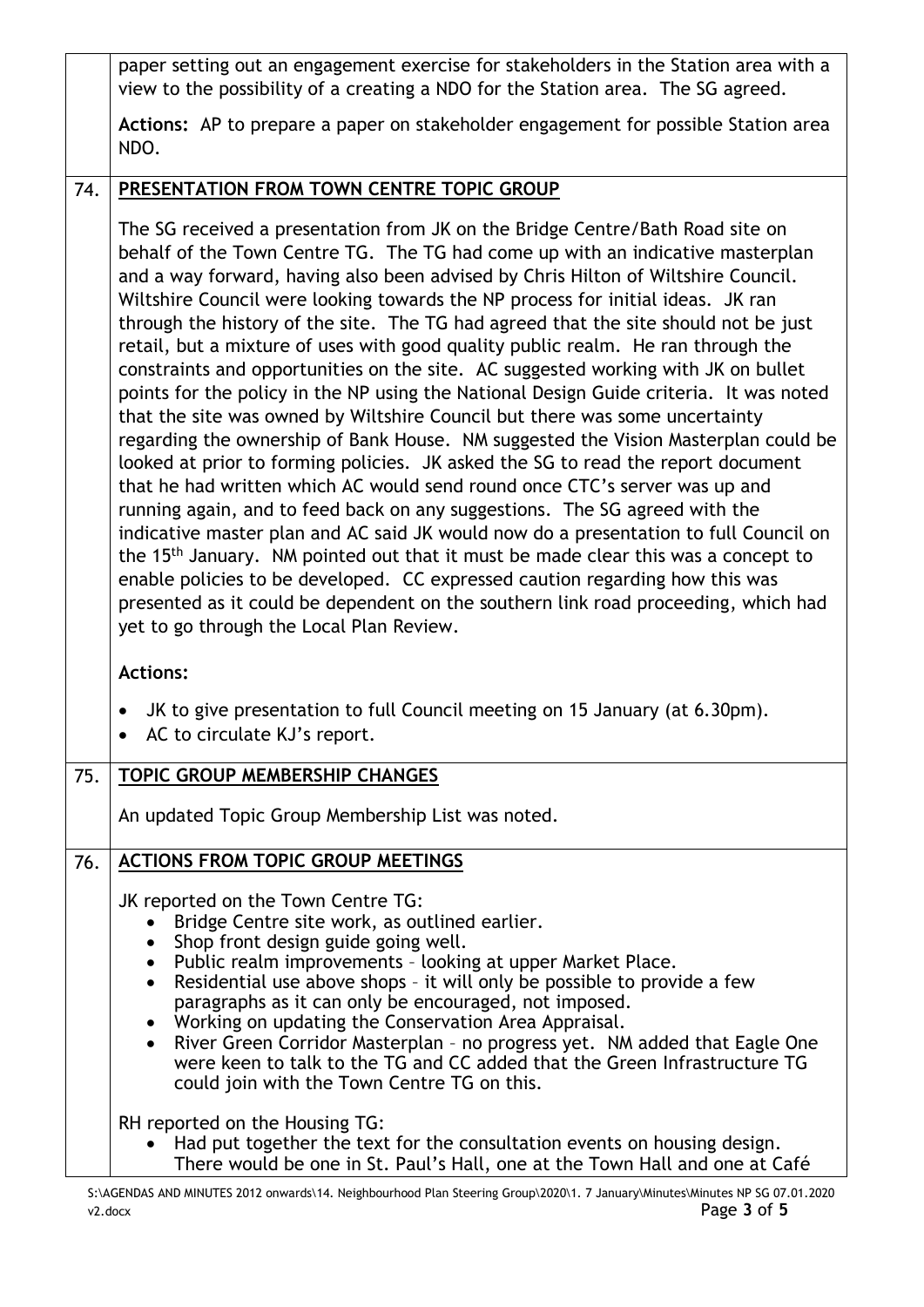paper setting out an engagement exercise for stakeholders in the Station area with a view to the possibility of a creating a NDO for the Station area. The SG agreed.

**Actions:** AP to prepare a paper on stakeholder engagement for possible Station area NDO.

## 74. PRESENTATION FROM TOWN CENTRE TOPIC GROUP

The SG received a presentation from JK on the Bridge Centre/Bath Road site on behalf of the Town Centre TG. The TG had come up with an indicative masterplan and a way forward, having also been advised by Chris Hilton of Wiltshire Council. Wiltshire Council were looking towards the NP process for initial ideas. JK ran through the history of the site. The TG had agreed that the site should not be just retail, but a mixture of uses with good quality public realm. He ran through the constraints and opportunities on the site. AC suggested working with JK on bullet points for the policy in the NP using the National Design Guide criteria. It was noted that the site was owned by Wiltshire Council but there was some uncertainty regarding the ownership of Bank House. NM suggested the Vision Masterplan could be looked at prior to forming policies. JK asked the SG to read the report document that he had written which AC would send round once CTC's server was up and running again, and to feed back on any suggestions. The SG agreed with the indicative master plan and AC said JK would now do a presentation to full Council on the 15th January. NM pointed out that it must be made clear this was a concept to enable policies to be developed. CC expressed caution regarding how this was presented as it could be dependent on the southern link road proceeding, which had yet to go through the Local Plan Review.

**Actions:**

- JK to give presentation to full Council meeting on 15 January (at 6.30pm).
- AC to circulate KJ's report.

## 75. TOPIC GROUP MEMBERSHIP CHANGES

An updated Topic Group Membership List was noted.

## 76. ACTIONS FROM TOPIC GROUP MEETINGS

JK reported on the Town Centre TG:

- Bridge Centre site work, as outlined earlier.
- Shop front design guide going well.
- Public realm improvements – looking at upper Market Place.
- Residential use above shops – it will only be possible to provide a few paragraphs as it can only be encouraged, not imposed.
- Working on updating the Conservation Area Appraisal.
- River Green Corridor Masterplan – no progress yet. NM added that Eagle One were keen to talk to the TG and CC added that the Green Infrastructure TG could join with the Town Centre TG on this.

RH reported on the Housing TG:

- Had put together the text for the consultation events on housing design. There would be one in St. Paul's Hall, one at the Town Hall and one at Café

S:\AGENDAS AND MINUTES 2012 onwards\14. Neighbourhood Plan Steering Group\2020\1. 7 January\Minutes\Minutes NP SG 07.01.2020 v2.docx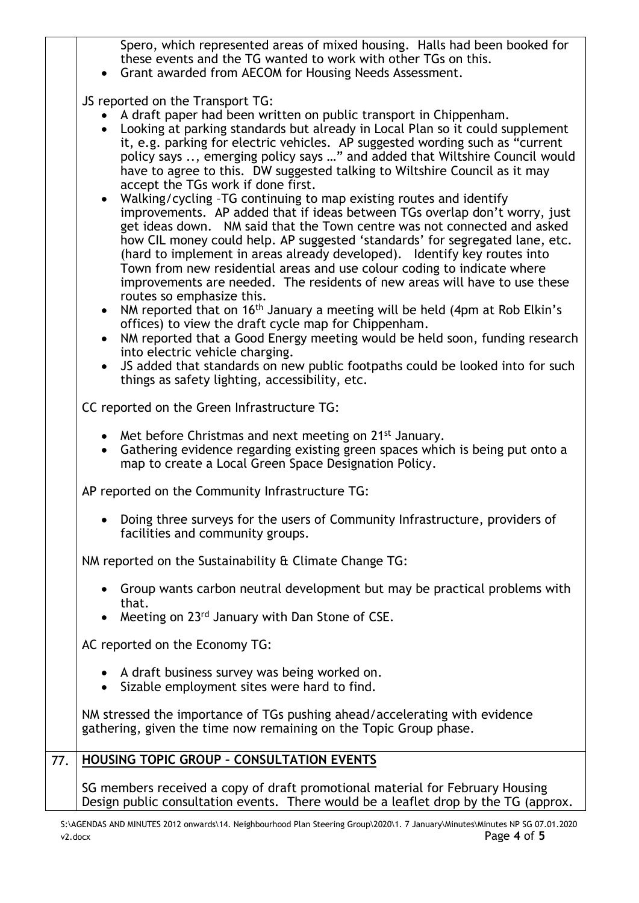Spero, which represented areas of mixed housing. Halls had been booked for these events and the TG wanted to work with other TGs on this.

- Grant awarded from AECOM for Housing Needs Assessment.

JS reported on the Transport TG:

- A draft paper had been written on public transport in Chippenham.
- Looking at parking standards but already in Local Plan so it could supplement it, e.g. parking for electric vehicles. AP suggested wording such as "current policy says .., emerging policy says …" and added that Wiltshire Council would have to agree to this. DW suggested talking to Wiltshire Council as it may accept the TGs work if done first.
- Walking/cycling –TG continuing to map existing routes and identify improvements. AP added that if ideas between TGs overlap don't worry, just get ideas down. NM said that the Town centre was not connected and asked how CIL money could help. AP suggested 'standards' for segregated lane, etc. (hard to implement in areas already developed). Identify key routes into Town from new residential areas and use colour coding to indicate where improvements are needed. The residents of new areas will have to use these routes so emphasize this.
- NM reported that on 16th January a meeting will be held (4pm at Rob Elkin's offices) to view the draft cycle map for Chippenham.
- NM reported that a Good Energy meeting would be held soon, funding research into electric vehicle charging.
- JS added that standards on new public footpaths could be looked into for such things as safety lighting, accessibility, etc.

CC reported on the Green Infrastructure TG:

- Met before Christmas and next meeting on 21st January.
- Gathering evidence regarding existing green spaces which is being put onto a map to create a Local Green Space Designation Policy.

AP reported on the Community Infrastructure TG:

- Doing three surveys for the users of Community Infrastructure, providers of facilities and community groups.

NM reported on the Sustainability & Climate Change TG:

- Group wants carbon neutral development but may be practical problems with that.
- Meeting on 23rd January with Dan Stone of CSE.

AC reported on the Economy TG:

- A draft business survey was being worked on.
- Sizable employment sites were hard to find.

NM stressed the importance of TGs pushing ahead/accelerating with evidence gathering, given the time now remaining on the Topic Group phase.

## 77. HOUSING TOPIC GROUP – CONSULTATION EVENTS

SG members received a copy of draft promotional material for February Housing Design public consultation events. There would be a leaflet drop by the TG (approx.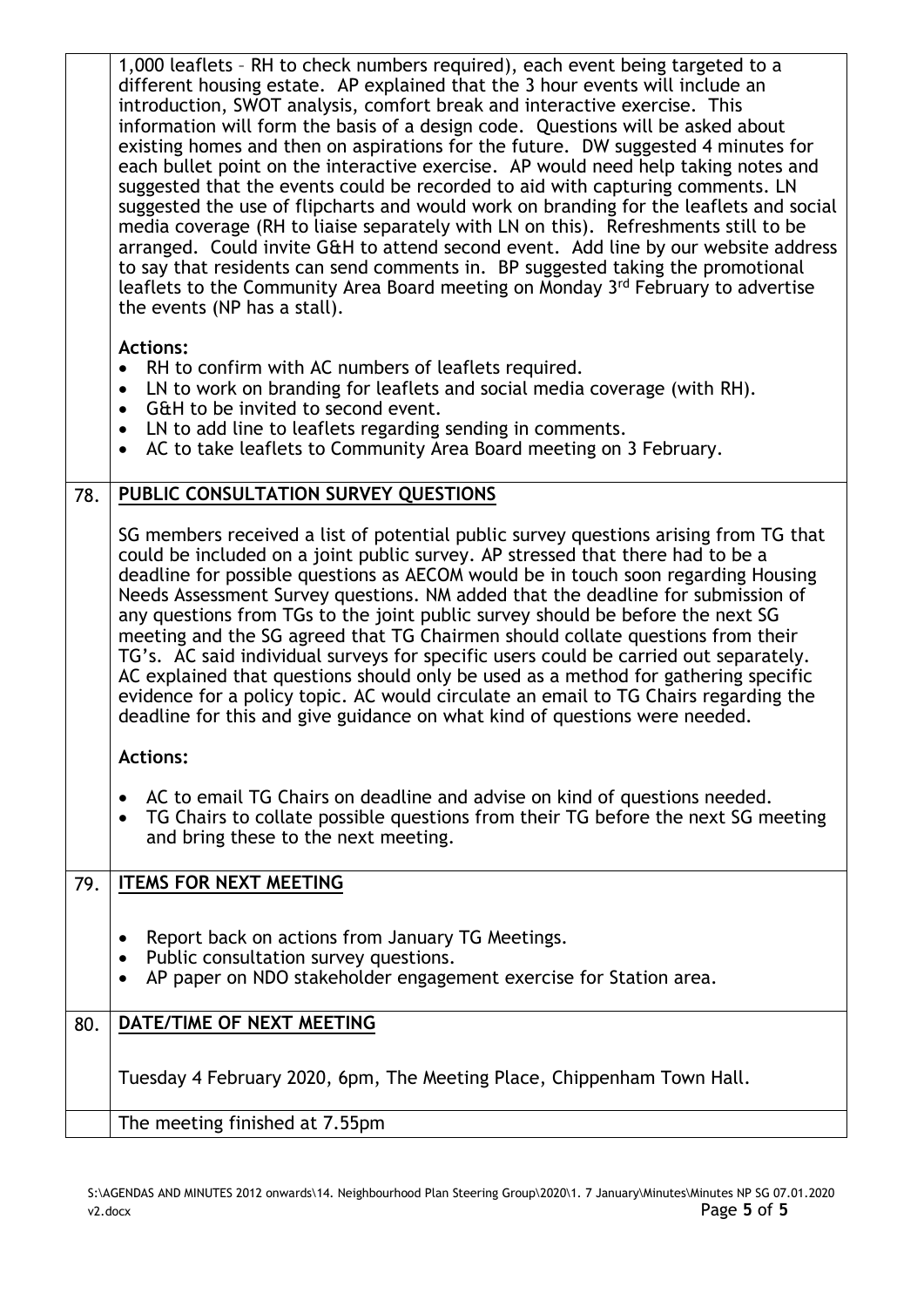| | |
|---|---|
| | 1,000 leaflets – RH to check numbers required), each event being targeted to a different housing estate. AP explained that the 3 hour events will include an introduction, SWOT analysis, comfort break and interactive exercise. This information will form the basis of a design code. Questions will be asked about existing homes and then on aspirations for the future. DW suggested 4 minutes for each bullet point on the interactive exercise. AP would need help taking notes and suggested that the events could be recorded to aid with capturing comments. LN suggested the use of flipcharts and would work on branding for the leaflets and social media coverage (RH to liaise separately with LN on this). Refreshments still to be arranged. Could invite G&H to attend second event. Add line by our website address to say that residents can send comments in. BP suggested taking the promotional leaflets to the Community Area Board meeting on Monday 3rd February to advertise the events (NP has a stall).<br><br>**Actions:**<br>• RH to confirm with AC numbers of leaflets required.<br>• LN to work on branding for leaflets and social media coverage (with RH).<br>• G&H to be invited to second event.<br>• LN to add line to leaflets regarding sending in comments.<br>• AC to take leaflets to Community Area Board meeting on 3 February. |
| 78. | **PUBLIC CONSULTATION SURVEY QUESTIONS**<br><br>SG members received a list of potential public survey questions arising from TG that could be included on a joint public survey. AP stressed that there had to be a deadline for possible questions as AECOM would be in touch soon regarding Housing Needs Assessment Survey questions. NM added that the deadline for submission of any questions from TGs to the joint public survey should be before the next SG meeting and the SG agreed that TG Chairmen should collate questions from their TG's. AC said individual surveys for specific users could be carried out separately. AC explained that questions should only be used as a method for gathering specific evidence for a policy topic. AC would circulate an email to TG Chairs regarding the deadline for this and give guidance on what kind of questions were needed.<br><br>**Actions:**<br><br>• AC to email TG Chairs on deadline and advise on kind of questions needed.<br>• TG Chairs to collate possible questions from their TG before the next SG meeting and bring these to the next meeting. |
| 79. | **ITEMS FOR NEXT MEETING**<br><br>• Report back on actions from January TG Meetings.<br>• Public consultation survey questions.<br>• AP paper on NDO stakeholder engagement exercise for Station area. |
| 80. | **DATE/TIME OF NEXT MEETING**<br><br>Tuesday 4 February 2020, 6pm, The Meeting Place, Chippenham Town Hall. |
| | The meeting finished at 7.55pm |

S:\AGENDAS AND MINUTES 2012 onwards\14. Neighbourhood Plan Steering Group\2020\1. 7 January\Minutes\Minutes NP SG 07.01.2020 v2.docx